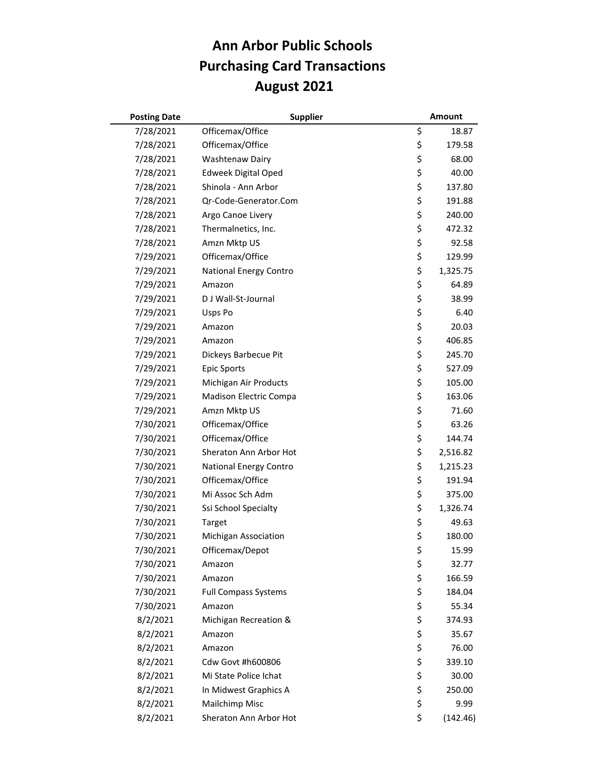# Ann Arbor Public Schools
# Purchasing Card Transactions
# August 2021

| Posting Date | Supplier | Amount |
|---|---|---|
| 7/28/2021 | Officemax/Office | $ 18.87 |
| 7/28/2021 | Officemax/Office | $ 179.58 |
| 7/28/2021 | Washtenaw Dairy | $ 68.00 |
| 7/28/2021 | Edweek Digital Oped | $ 40.00 |
| 7/28/2021 | Shinola - Ann Arbor | $ 137.80 |
| 7/28/2021 | Qr-Code-Generator.Com | $ 191.88 |
| 7/28/2021 | Argo Canoe Livery | $ 240.00 |
| 7/28/2021 | Thermalnetics, Inc. | $ 472.32 |
| 7/28/2021 | Amzn Mktp US | $ 92.58 |
| 7/29/2021 | Officemax/Office | $ 129.99 |
| 7/29/2021 | National Energy Contro | $ 1,325.75 |
| 7/29/2021 | Amazon | $ 64.89 |
| 7/29/2021 | D J Wall-St-Journal | $ 38.99 |
| 7/29/2021 | Usps Po | $ 6.40 |
| 7/29/2021 | Amazon | $ 20.03 |
| 7/29/2021 | Amazon | $ 406.85 |
| 7/29/2021 | Dickeys Barbecue Pit | $ 245.70 |
| 7/29/2021 | Epic Sports | $ 527.09 |
| 7/29/2021 | Michigan Air Products | $ 105.00 |
| 7/29/2021 | Madison Electric Compa | $ 163.06 |
| 7/29/2021 | Amzn Mktp US | $ 71.60 |
| 7/30/2021 | Officemax/Office | $ 63.26 |
| 7/30/2021 | Officemax/Office | $ 144.74 |
| 7/30/2021 | Sheraton Ann Arbor Hot | $ 2,516.82 |
| 7/30/2021 | National Energy Contro | $ 1,215.23 |
| 7/30/2021 | Officemax/Office | $ 191.94 |
| 7/30/2021 | Mi Assoc Sch Adm | $ 375.00 |
| 7/30/2021 | Ssi School Specialty | $ 1,326.74 |
| 7/30/2021 | Target | $ 49.63 |
| 7/30/2021 | Michigan Association | $ 180.00 |
| 7/30/2021 | Officemax/Depot | $ 15.99 |
| 7/30/2021 | Amazon | $ 32.77 |
| 7/30/2021 | Amazon | $ 166.59 |
| 7/30/2021 | Full Compass Systems | $ 184.04 |
| 7/30/2021 | Amazon | $ 55.34 |
| 8/2/2021 | Michigan Recreation & | $ 374.93 |
| 8/2/2021 | Amazon | $ 35.67 |
| 8/2/2021 | Amazon | $ 76.00 |
| 8/2/2021 | Cdw Govt #h600806 | $ 339.10 |
| 8/2/2021 | Mi State Police Ichat | $ 30.00 |
| 8/2/2021 | In Midwest Graphics A | $ 250.00 |
| 8/2/2021 | Mailchimp Misc | $ 9.99 |
| 8/2/2021 | Sheraton Ann Arbor Hot | $ (142.46) |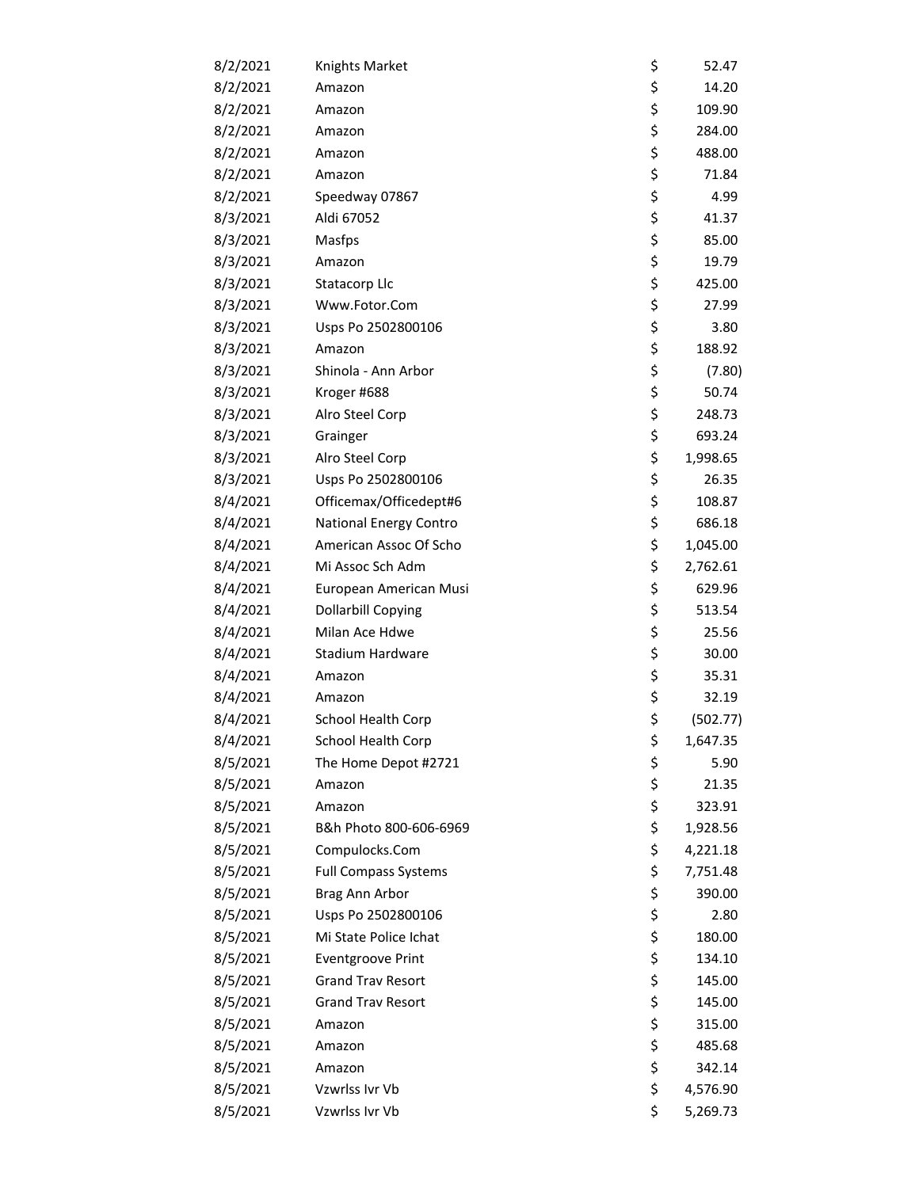| | | | |
|---|---|---|---|
| 8/2/2021 | Knights Market | $ | 52.47 |
| 8/2/2021 | Amazon | $ | 14.20 |
| 8/2/2021 | Amazon | $ | 109.90 |
| 8/2/2021 | Amazon | $ | 284.00 |
| 8/2/2021 | Amazon | $ | 488.00 |
| 8/2/2021 | Amazon | $ | 71.84 |
| 8/2/2021 | Speedway 07867 | $ | 4.99 |
| 8/3/2021 | Aldi 67052 | $ | 41.37 |
| 8/3/2021 | Masfps | $ | 85.00 |
| 8/3/2021 | Amazon | $ | 19.79 |
| 8/3/2021 | Statacorp Llc | $ | 425.00 |
| 8/3/2021 | Www.Fotor.Com | $ | 27.99 |
| 8/3/2021 | Usps Po 2502800106 | $ | 3.80 |
| 8/3/2021 | Amazon | $ | 188.92 |
| 8/3/2021 | Shinola - Ann Arbor | $ | (7.80) |
| 8/3/2021 | Kroger #688 | $ | 50.74 |
| 8/3/2021 | Alro Steel Corp | $ | 248.73 |
| 8/3/2021 | Grainger | $ | 693.24 |
| 8/3/2021 | Alro Steel Corp | $ | 1,998.65 |
| 8/3/2021 | Usps Po 2502800106 | $ | 26.35 |
| 8/4/2021 | Officemax/Officedept#6 | $ | 108.87 |
| 8/4/2021 | National Energy Contro | $ | 686.18 |
| 8/4/2021 | American Assoc Of Scho | $ | 1,045.00 |
| 8/4/2021 | Mi Assoc Sch Adm | $ | 2,762.61 |
| 8/4/2021 | European American Musi | $ | 629.96 |
| 8/4/2021 | Dollarbill Copying | $ | 513.54 |
| 8/4/2021 | Milan Ace Hdwe | $ | 25.56 |
| 8/4/2021 | Stadium Hardware | $ | 30.00 |
| 8/4/2021 | Amazon | $ | 35.31 |
| 8/4/2021 | Amazon | $ | 32.19 |
| 8/4/2021 | School Health Corp | $ | (502.77) |
| 8/4/2021 | School Health Corp | $ | 1,647.35 |
| 8/5/2021 | The Home Depot #2721 | $ | 5.90 |
| 8/5/2021 | Amazon | $ | 21.35 |
| 8/5/2021 | Amazon | $ | 323.91 |
| 8/5/2021 | B&h Photo 800-606-6969 | $ | 1,928.56 |
| 8/5/2021 | Compulocks.Com | $ | 4,221.18 |
| 8/5/2021 | Full Compass Systems | $ | 7,751.48 |
| 8/5/2021 | Brag Ann Arbor | $ | 390.00 |
| 8/5/2021 | Usps Po 2502800106 | $ | 2.80 |
| 8/5/2021 | Mi State Police Ichat | $ | 180.00 |
| 8/5/2021 | Eventgroove Print | $ | 134.10 |
| 8/5/2021 | Grand Trav Resort | $ | 145.00 |
| 8/5/2021 | Grand Trav Resort | $ | 145.00 |
| 8/5/2021 | Amazon | $ | 315.00 |
| 8/5/2021 | Amazon | $ | 485.68 |
| 8/5/2021 | Amazon | $ | 342.14 |
| 8/5/2021 | Vzwrlss Ivr Vb | $ | 4,576.90 |
| 8/5/2021 | Vzwrlss Ivr Vb | $ | 5,269.73 |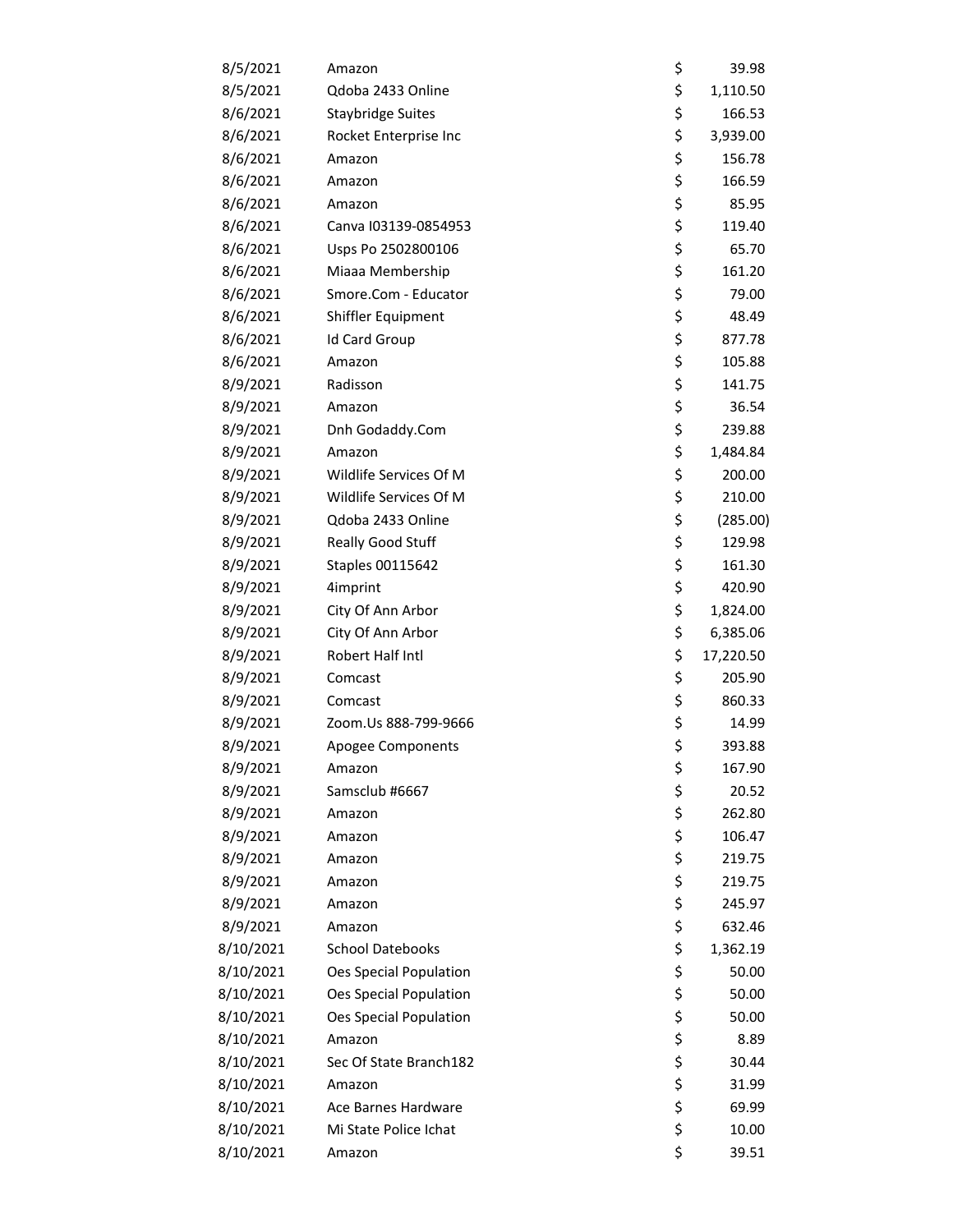| | | | |
|---|---|---|---|
| 8/5/2021 | Amazon | $ | 39.98 |
| 8/5/2021 | Qdoba 2433 Online | $ | 1,110.50 |
| 8/6/2021 | Staybridge Suites | $ | 166.53 |
| 8/6/2021 | Rocket Enterprise Inc | $ | 3,939.00 |
| 8/6/2021 | Amazon | $ | 156.78 |
| 8/6/2021 | Amazon | $ | 166.59 |
| 8/6/2021 | Amazon | $ | 85.95 |
| 8/6/2021 | Canva I03139-0854953 | $ | 119.40 |
| 8/6/2021 | Usps Po 2502800106 | $ | 65.70 |
| 8/6/2021 | Miaaa Membership | $ | 161.20 |
| 8/6/2021 | Smore.Com - Educator | $ | 79.00 |
| 8/6/2021 | Shiffler Equipment | $ | 48.49 |
| 8/6/2021 | Id Card Group | $ | 877.78 |
| 8/6/2021 | Amazon | $ | 105.88 |
| 8/9/2021 | Radisson | $ | 141.75 |
| 8/9/2021 | Amazon | $ | 36.54 |
| 8/9/2021 | Dnh Godaddy.Com | $ | 239.88 |
| 8/9/2021 | Amazon | $ | 1,484.84 |
| 8/9/2021 | Wildlife Services Of M | $ | 200.00 |
| 8/9/2021 | Wildlife Services Of M | $ | 210.00 |
| 8/9/2021 | Qdoba 2433 Online | $ | (285.00) |
| 8/9/2021 | Really Good Stuff | $ | 129.98 |
| 8/9/2021 | Staples 00115642 | $ | 161.30 |
| 8/9/2021 | 4imprint | $ | 420.90 |
| 8/9/2021 | City Of Ann Arbor | $ | 1,824.00 |
| 8/9/2021 | City Of Ann Arbor | $ | 6,385.06 |
| 8/9/2021 | Robert Half Intl | $ | 17,220.50 |
| 8/9/2021 | Comcast | $ | 205.90 |
| 8/9/2021 | Comcast | $ | 860.33 |
| 8/9/2021 | Zoom.Us 888-799-9666 | $ | 14.99 |
| 8/9/2021 | Apogee Components | $ | 393.88 |
| 8/9/2021 | Amazon | $ | 167.90 |
| 8/9/2021 | Samsclub #6667 | $ | 20.52 |
| 8/9/2021 | Amazon | $ | 262.80 |
| 8/9/2021 | Amazon | $ | 106.47 |
| 8/9/2021 | Amazon | $ | 219.75 |
| 8/9/2021 | Amazon | $ | 219.75 |
| 8/9/2021 | Amazon | $ | 245.97 |
| 8/9/2021 | Amazon | $ | 632.46 |
| 8/10/2021 | School Datebooks | $ | 1,362.19 |
| 8/10/2021 | Oes Special Population | $ | 50.00 |
| 8/10/2021 | Oes Special Population | $ | 50.00 |
| 8/10/2021 | Oes Special Population | $ | 50.00 |
| 8/10/2021 | Amazon | $ | 8.89 |
| 8/10/2021 | Sec Of State Branch182 | $ | 30.44 |
| 8/10/2021 | Amazon | $ | 31.99 |
| 8/10/2021 | Ace Barnes Hardware | $ | 69.99 |
| 8/10/2021 | Mi State Police Ichat | $ | 10.00 |
| 8/10/2021 | Amazon | $ | 39.51 |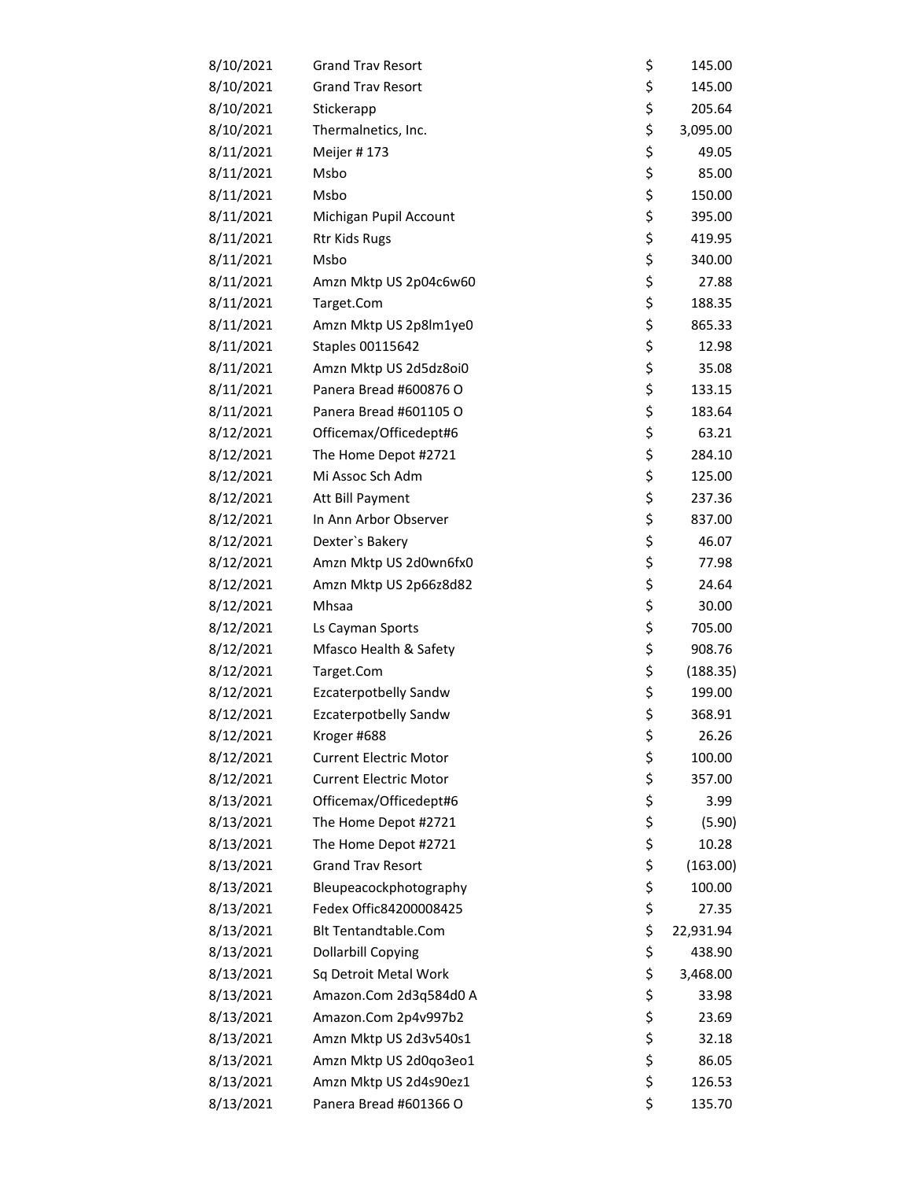| | | | |
|---|---|---|---|
| 8/10/2021 | Grand Trav Resort | $ | 145.00 |
| 8/10/2021 | Grand Trav Resort | $ | 145.00 |
| 8/10/2021 | Stickerapp | $ | 205.64 |
| 8/10/2021 | Thermalnetics, Inc. | $ | 3,095.00 |
| 8/11/2021 | Meijer # 173 | $ | 49.05 |
| 8/11/2021 | Msbo | $ | 85.00 |
| 8/11/2021 | Msbo | $ | 150.00 |
| 8/11/2021 | Michigan Pupil Account | $ | 395.00 |
| 8/11/2021 | Rtr Kids Rugs | $ | 419.95 |
| 8/11/2021 | Msbo | $ | 340.00 |
| 8/11/2021 | Amzn Mktp US 2p04c6w60 | $ | 27.88 |
| 8/11/2021 | Target.Com | $ | 188.35 |
| 8/11/2021 | Amzn Mktp US 2p8lm1ye0 | $ | 865.33 |
| 8/11/2021 | Staples 00115642 | $ | 12.98 |
| 8/11/2021 | Amzn Mktp US 2d5dz8oi0 | $ | 35.08 |
| 8/11/2021 | Panera Bread #600876 O | $ | 133.15 |
| 8/11/2021 | Panera Bread #601105 O | $ | 183.64 |
| 8/12/2021 | Officemax/Officedept#6 | $ | 63.21 |
| 8/12/2021 | The Home Depot #2721 | $ | 284.10 |
| 8/12/2021 | Mi Assoc Sch Adm | $ | 125.00 |
| 8/12/2021 | Att Bill Payment | $ | 237.36 |
| 8/12/2021 | In Ann Arbor Observer | $ | 837.00 |
| 8/12/2021 | Dexter`s Bakery | $ | 46.07 |
| 8/12/2021 | Amzn Mktp US 2d0wn6fx0 | $ | 77.98 |
| 8/12/2021 | Amzn Mktp US 2p66z8d82 | $ | 24.64 |
| 8/12/2021 | Mhsaa | $ | 30.00 |
| 8/12/2021 | Ls Cayman Sports | $ | 705.00 |
| 8/12/2021 | Mfasco Health & Safety | $ | 908.76 |
| 8/12/2021 | Target.Com | $ | (188.35) |
| 8/12/2021 | Ezcaterpotbelly Sandw | $ | 199.00 |
| 8/12/2021 | Ezcaterpotbelly Sandw | $ | 368.91 |
| 8/12/2021 | Kroger #688 | $ | 26.26 |
| 8/12/2021 | Current Electric Motor | $ | 100.00 |
| 8/12/2021 | Current Electric Motor | $ | 357.00 |
| 8/13/2021 | Officemax/Officedept#6 | $ | 3.99 |
| 8/13/2021 | The Home Depot #2721 | $ | (5.90) |
| 8/13/2021 | The Home Depot #2721 | $ | 10.28 |
| 8/13/2021 | Grand Trav Resort | $ | (163.00) |
| 8/13/2021 | Bleupeacockphotography | $ | 100.00 |
| 8/13/2021 | Fedex Offic84200008425 | $ | 27.35 |
| 8/13/2021 | Blt Tentandtable.Com | $ | 22,931.94 |
| 8/13/2021 | Dollarbill Copying | $ | 438.90 |
| 8/13/2021 | Sq Detroit Metal Work | $ | 3,468.00 |
| 8/13/2021 | Amazon.Com 2d3q584d0 A | $ | 33.98 |
| 8/13/2021 | Amazon.Com 2p4v997b2 | $ | 23.69 |
| 8/13/2021 | Amzn Mktp US 2d3v540s1 | $ | 32.18 |
| 8/13/2021 | Amzn Mktp US 2d0qo3eo1 | $ | 86.05 |
| 8/13/2021 | Amzn Mktp US 2d4s90ez1 | $ | 126.53 |
| 8/13/2021 | Panera Bread #601366 O | $ | 135.70 |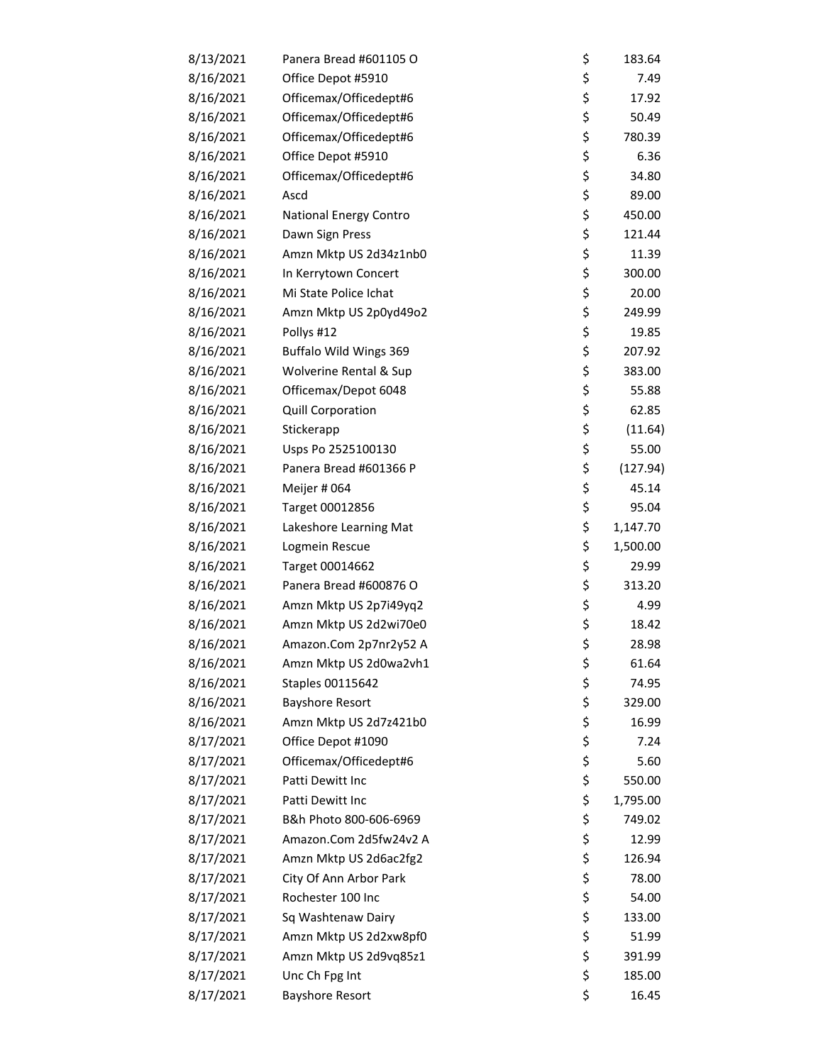| | | | |
|---|---|---|---|
| 8/13/2021 | Panera Bread #601105 O | $ | 183.64 |
| 8/16/2021 | Office Depot #5910 | $ | 7.49 |
| 8/16/2021 | Officemax/Officedept#6 | $ | 17.92 |
| 8/16/2021 | Officemax/Officedept#6 | $ | 50.49 |
| 8/16/2021 | Officemax/Officedept#6 | $ | 780.39 |
| 8/16/2021 | Office Depot #5910 | $ | 6.36 |
| 8/16/2021 | Officemax/Officedept#6 | $ | 34.80 |
| 8/16/2021 | Ascd | $ | 89.00 |
| 8/16/2021 | National Energy Contro | $ | 450.00 |
| 8/16/2021 | Dawn Sign Press | $ | 121.44 |
| 8/16/2021 | Amzn Mktp US 2d34z1nb0 | $ | 11.39 |
| 8/16/2021 | In Kerrytown Concert | $ | 300.00 |
| 8/16/2021 | Mi State Police Ichat | $ | 20.00 |
| 8/16/2021 | Amzn Mktp US 2p0yd49o2 | $ | 249.99 |
| 8/16/2021 | Pollys #12 | $ | 19.85 |
| 8/16/2021 | Buffalo Wild Wings 369 | $ | 207.92 |
| 8/16/2021 | Wolverine Rental & Sup | $ | 383.00 |
| 8/16/2021 | Officemax/Depot 6048 | $ | 55.88 |
| 8/16/2021 | Quill Corporation | $ | 62.85 |
| 8/16/2021 | Stickerapp | $ | (11.64) |
| 8/16/2021 | Usps Po 2525100130 | $ | 55.00 |
| 8/16/2021 | Panera Bread #601366 P | $ | (127.94) |
| 8/16/2021 | Meijer # 064 | $ | 45.14 |
| 8/16/2021 | Target 00012856 | $ | 95.04 |
| 8/16/2021 | Lakeshore Learning Mat | $ | 1,147.70 |
| 8/16/2021 | Logmein Rescue | $ | 1,500.00 |
| 8/16/2021 | Target 00014662 | $ | 29.99 |
| 8/16/2021 | Panera Bread #600876 O | $ | 313.20 |
| 8/16/2021 | Amzn Mktp US 2p7i49yq2 | $ | 4.99 |
| 8/16/2021 | Amzn Mktp US 2d2wi70e0 | $ | 18.42 |
| 8/16/2021 | Amazon.Com 2p7nr2y52 A | $ | 28.98 |
| 8/16/2021 | Amzn Mktp US 2d0wa2vh1 | $ | 61.64 |
| 8/16/2021 | Staples 00115642 | $ | 74.95 |
| 8/16/2021 | Bayshore Resort | $ | 329.00 |
| 8/16/2021 | Amzn Mktp US 2d7z421b0 | $ | 16.99 |
| 8/17/2021 | Office Depot #1090 | $ | 7.24 |
| 8/17/2021 | Officemax/Officedept#6 | $ | 5.60 |
| 8/17/2021 | Patti Dewitt Inc | $ | 550.00 |
| 8/17/2021 | Patti Dewitt Inc | $ | 1,795.00 |
| 8/17/2021 | B&h Photo 800-606-6969 | $ | 749.02 |
| 8/17/2021 | Amazon.Com 2d5fw24v2 A | $ | 12.99 |
| 8/17/2021 | Amzn Mktp US 2d6ac2fg2 | $ | 126.94 |
| 8/17/2021 | City Of Ann Arbor Park | $ | 78.00 |
| 8/17/2021 | Rochester 100 Inc | $ | 54.00 |
| 8/17/2021 | Sq Washtenaw Dairy | $ | 133.00 |
| 8/17/2021 | Amzn Mktp US 2d2xw8pf0 | $ | 51.99 |
| 8/17/2021 | Amzn Mktp US 2d9vq85z1 | $ | 391.99 |
| 8/17/2021 | Unc Ch Fpg Int | $ | 185.00 |
| 8/17/2021 | Bayshore Resort | $ | 16.45 |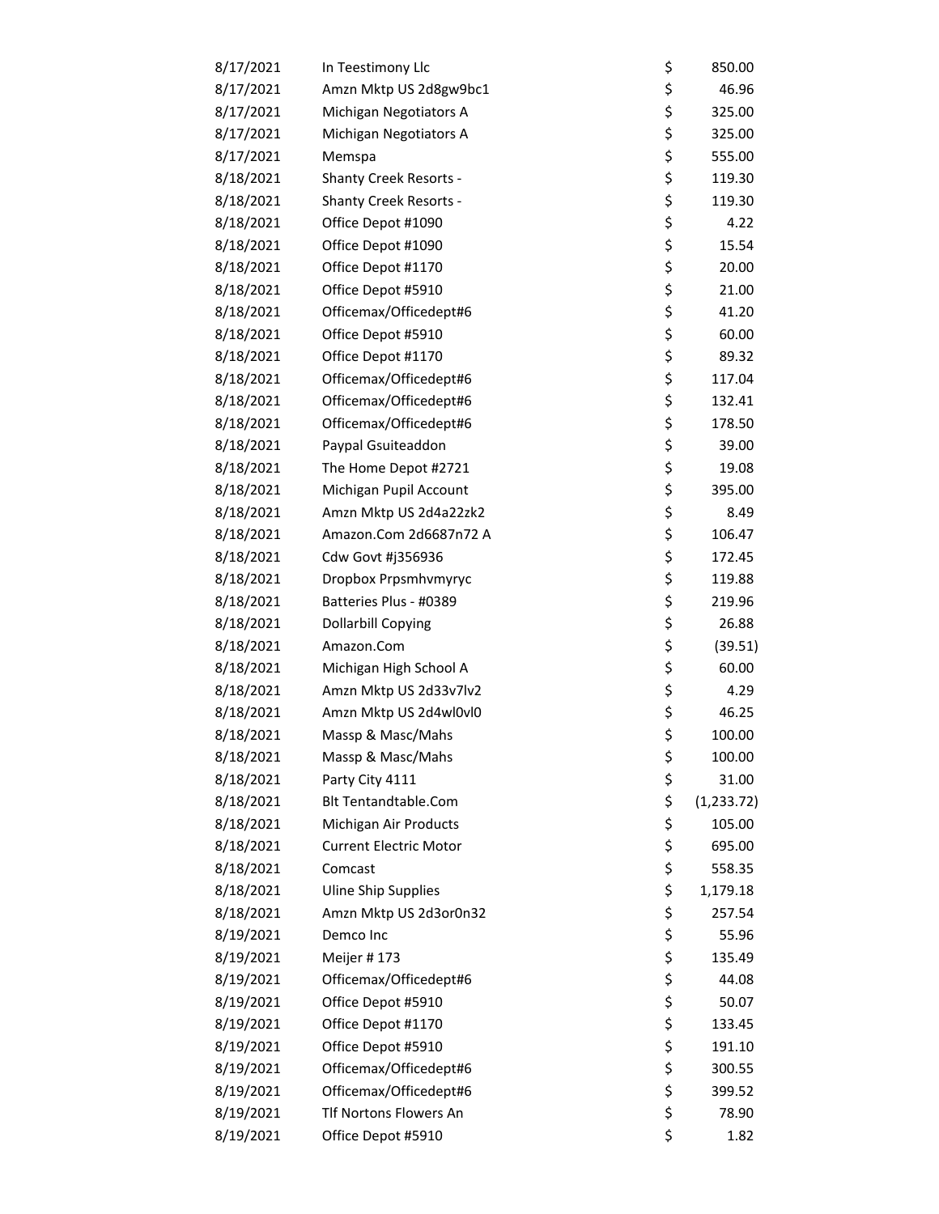| | | | |
|---|---|---|---|
| 8/17/2021 | In Teestimony Llc | $ | 850.00 |
| 8/17/2021 | Amzn Mktp US 2d8gw9bc1 | $ | 46.96 |
| 8/17/2021 | Michigan Negotiators A | $ | 325.00 |
| 8/17/2021 | Michigan Negotiators A | $ | 325.00 |
| 8/17/2021 | Memspa | $ | 555.00 |
| 8/18/2021 | Shanty Creek Resorts - | $ | 119.30 |
| 8/18/2021 | Shanty Creek Resorts - | $ | 119.30 |
| 8/18/2021 | Office Depot #1090 | $ | 4.22 |
| 8/18/2021 | Office Depot #1090 | $ | 15.54 |
| 8/18/2021 | Office Depot #1170 | $ | 20.00 |
| 8/18/2021 | Office Depot #5910 | $ | 21.00 |
| 8/18/2021 | Officemax/Officedept#6 | $ | 41.20 |
| 8/18/2021 | Office Depot #5910 | $ | 60.00 |
| 8/18/2021 | Office Depot #1170 | $ | 89.32 |
| 8/18/2021 | Officemax/Officedept#6 | $ | 117.04 |
| 8/18/2021 | Officemax/Officedept#6 | $ | 132.41 |
| 8/18/2021 | Officemax/Officedept#6 | $ | 178.50 |
| 8/18/2021 | Paypal Gsuiteaddon | $ | 39.00 |
| 8/18/2021 | The Home Depot #2721 | $ | 19.08 |
| 8/18/2021 | Michigan Pupil Account | $ | 395.00 |
| 8/18/2021 | Amzn Mktp US 2d4a22zk2 | $ | 8.49 |
| 8/18/2021 | Amazon.Com 2d6687n72 A | $ | 106.47 |
| 8/18/2021 | Cdw Govt #j356936 | $ | 172.45 |
| 8/18/2021 | Dropbox Prpsmhvmyryc | $ | 119.88 |
| 8/18/2021 | Batteries Plus - #0389 | $ | 219.96 |
| 8/18/2021 | Dollarbill Copying | $ | 26.88 |
| 8/18/2021 | Amazon.Com | $ | (39.51) |
| 8/18/2021 | Michigan High School A | $ | 60.00 |
| 8/18/2021 | Amzn Mktp US 2d33v7lv2 | $ | 4.29 |
| 8/18/2021 | Amzn Mktp US 2d4wl0vl0 | $ | 46.25 |
| 8/18/2021 | Massp & Masc/Mahs | $ | 100.00 |
| 8/18/2021 | Massp & Masc/Mahs | $ | 100.00 |
| 8/18/2021 | Party City 4111 | $ | 31.00 |
| 8/18/2021 | Blt Tentandtable.Com | $ | (1,233.72) |
| 8/18/2021 | Michigan Air Products | $ | 105.00 |
| 8/18/2021 | Current Electric Motor | $ | 695.00 |
| 8/18/2021 | Comcast | $ | 558.35 |
| 8/18/2021 | Uline Ship Supplies | $ | 1,179.18 |
| 8/18/2021 | Amzn Mktp US 2d3or0n32 | $ | 257.54 |
| 8/19/2021 | Demco Inc | $ | 55.96 |
| 8/19/2021 | Meijer # 173 | $ | 135.49 |
| 8/19/2021 | Officemax/Officedept#6 | $ | 44.08 |
| 8/19/2021 | Office Depot #5910 | $ | 50.07 |
| 8/19/2021 | Office Depot #1170 | $ | 133.45 |
| 8/19/2021 | Office Depot #5910 | $ | 191.10 |
| 8/19/2021 | Officemax/Officedept#6 | $ | 300.55 |
| 8/19/2021 | Officemax/Officedept#6 | $ | 399.52 |
| 8/19/2021 | Tlf Nortons Flowers An | $ | 78.90 |
| 8/19/2021 | Office Depot #5910 | $ | 1.82 |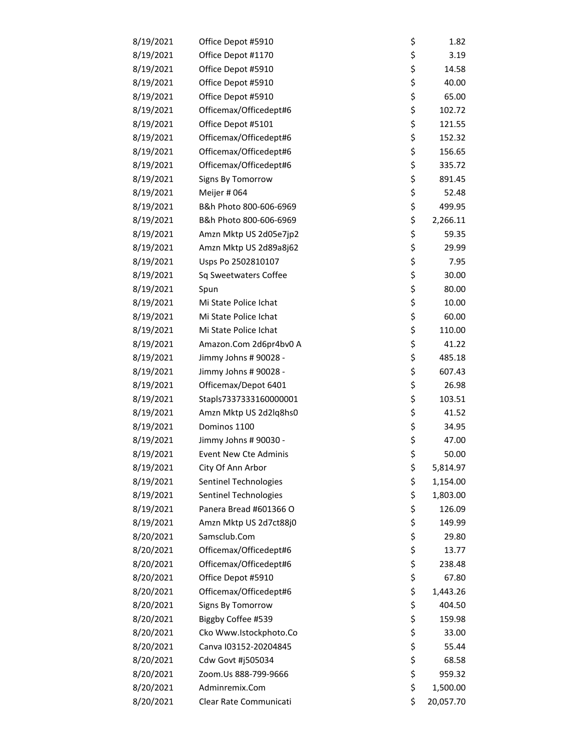| | | | |
|---|---|---|---|
| 8/19/2021 | Office Depot #5910 | $ | 1.82 |
| 8/19/2021 | Office Depot #1170 | $ | 3.19 |
| 8/19/2021 | Office Depot #5910 | $ | 14.58 |
| 8/19/2021 | Office Depot #5910 | $ | 40.00 |
| 8/19/2021 | Office Depot #5910 | $ | 65.00 |
| 8/19/2021 | Officemax/Officedept#6 | $ | 102.72 |
| 8/19/2021 | Office Depot #5101 | $ | 121.55 |
| 8/19/2021 | Officemax/Officedept#6 | $ | 152.32 |
| 8/19/2021 | Officemax/Officedept#6 | $ | 156.65 |
| 8/19/2021 | Officemax/Officedept#6 | $ | 335.72 |
| 8/19/2021 | Signs By Tomorrow | $ | 891.45 |
| 8/19/2021 | Meijer # 064 | $ | 52.48 |
| 8/19/2021 | B&h Photo 800-606-6969 | $ | 499.95 |
| 8/19/2021 | B&h Photo 800-606-6969 | $ | 2,266.11 |
| 8/19/2021 | Amzn Mktp US 2d05e7jp2 | $ | 59.35 |
| 8/19/2021 | Amzn Mktp US 2d89a8j62 | $ | 29.99 |
| 8/19/2021 | Usps Po 2502810107 | $ | 7.95 |
| 8/19/2021 | Sq Sweetwaters Coffee | $ | 30.00 |
| 8/19/2021 | Spun | $ | 80.00 |
| 8/19/2021 | Mi State Police Ichat | $ | 10.00 |
| 8/19/2021 | Mi State Police Ichat | $ | 60.00 |
| 8/19/2021 | Mi State Police Ichat | $ | 110.00 |
| 8/19/2021 | Amazon.Com 2d6pr4bv0 A | $ | 41.22 |
| 8/19/2021 | Jimmy Johns # 90028 - | $ | 485.18 |
| 8/19/2021 | Jimmy Johns # 90028 - | $ | 607.43 |
| 8/19/2021 | Officemax/Depot 6401 | $ | 26.98 |
| 8/19/2021 | Stapls7337333160000001 | $ | 103.51 |
| 8/19/2021 | Amzn Mktp US 2d2lq8hs0 | $ | 41.52 |
| 8/19/2021 | Dominos 1100 | $ | 34.95 |
| 8/19/2021 | Jimmy Johns # 90030 - | $ | 47.00 |
| 8/19/2021 | Event New Cte Adminis | $ | 50.00 |
| 8/19/2021 | City Of Ann Arbor | $ | 5,814.97 |
| 8/19/2021 | Sentinel Technologies | $ | 1,154.00 |
| 8/19/2021 | Sentinel Technologies | $ | 1,803.00 |
| 8/19/2021 | Panera Bread #601366 O | $ | 126.09 |
| 8/19/2021 | Amzn Mktp US 2d7ct88j0 | $ | 149.99 |
| 8/20/2021 | Samsclub.Com | $ | 29.80 |
| 8/20/2021 | Officemax/Officedept#6 | $ | 13.77 |
| 8/20/2021 | Officemax/Officedept#6 | $ | 238.48 |
| 8/20/2021 | Office Depot #5910 | $ | 67.80 |
| 8/20/2021 | Officemax/Officedept#6 | $ | 1,443.26 |
| 8/20/2021 | Signs By Tomorrow | $ | 404.50 |
| 8/20/2021 | Biggby Coffee #539 | $ | 159.98 |
| 8/20/2021 | Cko Www.Istockphoto.Co | $ | 33.00 |
| 8/20/2021 | Canva I03152-20204845 | $ | 55.44 |
| 8/20/2021 | Cdw Govt #j505034 | $ | 68.58 |
| 8/20/2021 | Zoom.Us 888-799-9666 | $ | 959.32 |
| 8/20/2021 | Adminremix.Com | $ | 1,500.00 |
| 8/20/2021 | Clear Rate Communicati | $ | 20,057.70 |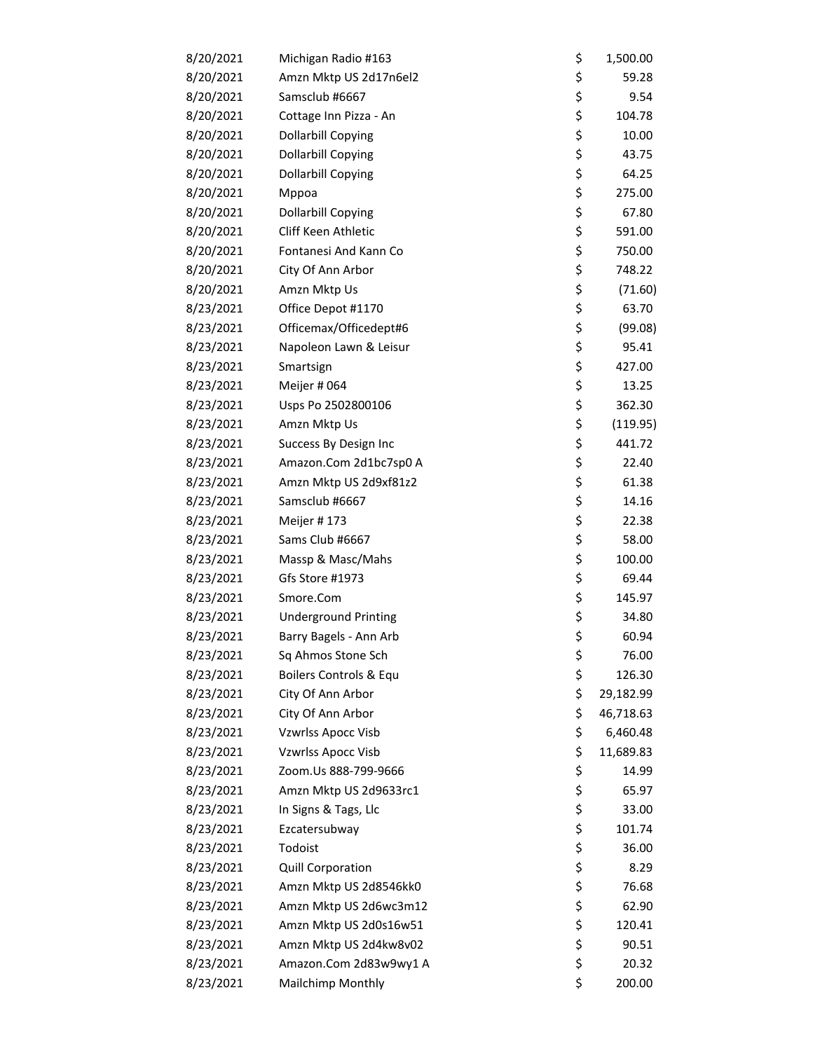| | | | |
|---|---|---|---|
| 8/20/2021 | Michigan Radio #163 | $ | 1,500.00 |
| 8/20/2021 | Amzn Mktp US 2d17n6el2 | $ | 59.28 |
| 8/20/2021 | Samsclub #6667 | $ | 9.54 |
| 8/20/2021 | Cottage Inn Pizza - An | $ | 104.78 |
| 8/20/2021 | Dollarbill Copying | $ | 10.00 |
| 8/20/2021 | Dollarbill Copying | $ | 43.75 |
| 8/20/2021 | Dollarbill Copying | $ | 64.25 |
| 8/20/2021 | Mppoa | $ | 275.00 |
| 8/20/2021 | Dollarbill Copying | $ | 67.80 |
| 8/20/2021 | Cliff Keen Athletic | $ | 591.00 |
| 8/20/2021 | Fontanesi And Kann Co | $ | 750.00 |
| 8/20/2021 | City Of Ann Arbor | $ | 748.22 |
| 8/20/2021 | Amzn Mktp Us | $ | (71.60) |
| 8/23/2021 | Office Depot #1170 | $ | 63.70 |
| 8/23/2021 | Officemax/Officedept#6 | $ | (99.08) |
| 8/23/2021 | Napoleon Lawn & Leisur | $ | 95.41 |
| 8/23/2021 | Smartsign | $ | 427.00 |
| 8/23/2021 | Meijer # 064 | $ | 13.25 |
| 8/23/2021 | Usps Po 2502800106 | $ | 362.30 |
| 8/23/2021 | Amzn Mktp Us | $ | (119.95) |
| 8/23/2021 | Success By Design Inc | $ | 441.72 |
| 8/23/2021 | Amazon.Com 2d1bc7sp0 A | $ | 22.40 |
| 8/23/2021 | Amzn Mktp US 2d9xf81z2 | $ | 61.38 |
| 8/23/2021 | Samsclub #6667 | $ | 14.16 |
| 8/23/2021 | Meijer # 173 | $ | 22.38 |
| 8/23/2021 | Sams Club #6667 | $ | 58.00 |
| 8/23/2021 | Massp & Masc/Mahs | $ | 100.00 |
| 8/23/2021 | Gfs Store #1973 | $ | 69.44 |
| 8/23/2021 | Smore.Com | $ | 145.97 |
| 8/23/2021 | Underground Printing | $ | 34.80 |
| 8/23/2021 | Barry Bagels - Ann Arb | $ | 60.94 |
| 8/23/2021 | Sq Ahmos Stone Sch | $ | 76.00 |
| 8/23/2021 | Boilers Controls & Equ | $ | 126.30 |
| 8/23/2021 | City Of Ann Arbor | $ | 29,182.99 |
| 8/23/2021 | City Of Ann Arbor | $ | 46,718.63 |
| 8/23/2021 | Vzwrlss Apocc Visb | $ | 6,460.48 |
| 8/23/2021 | Vzwrlss Apocc Visb | $ | 11,689.83 |
| 8/23/2021 | Zoom.Us 888-799-9666 | $ | 14.99 |
| 8/23/2021 | Amzn Mktp US 2d9633rc1 | $ | 65.97 |
| 8/23/2021 | In Signs & Tags, Llc | $ | 33.00 |
| 8/23/2021 | Ezcatersubway | $ | 101.74 |
| 8/23/2021 | Todoist | $ | 36.00 |
| 8/23/2021 | Quill Corporation | $ | 8.29 |
| 8/23/2021 | Amzn Mktp US 2d8546kk0 | $ | 76.68 |
| 8/23/2021 | Amzn Mktp US 2d6wc3m12 | $ | 62.90 |
| 8/23/2021 | Amzn Mktp US 2d0s16w51 | $ | 120.41 |
| 8/23/2021 | Amzn Mktp US 2d4kw8v02 | $ | 90.51 |
| 8/23/2021 | Amazon.Com 2d83w9wy1 A | $ | 20.32 |
| 8/23/2021 | Mailchimp Monthly | $ | 200.00 |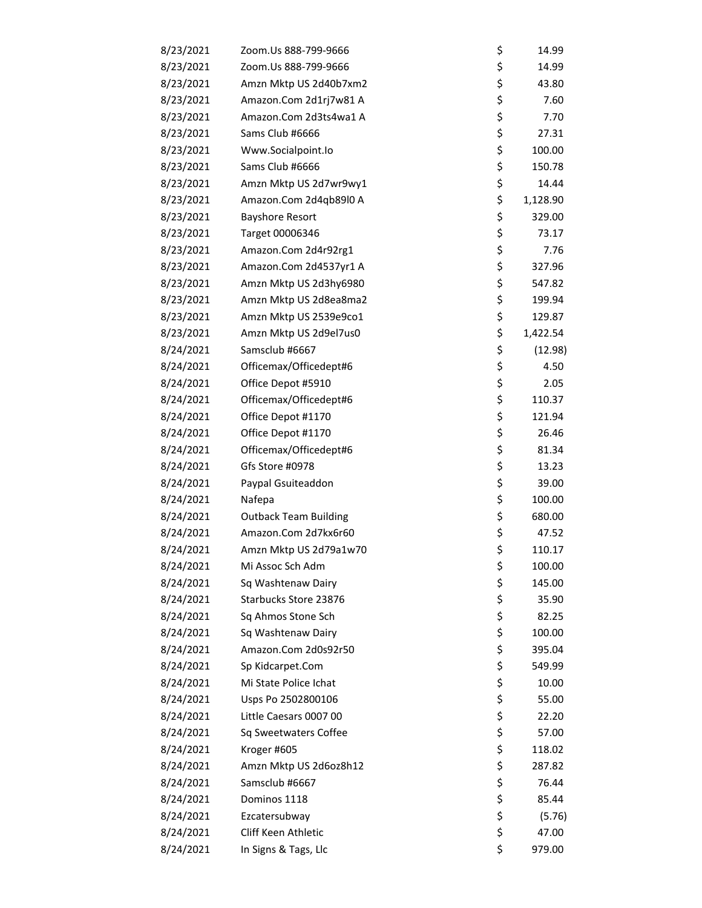| | | | |
|---|---|---|---|
| 8/23/2021 | Zoom.Us 888-799-9666 | $ | 14.99 |
| 8/23/2021 | Zoom.Us 888-799-9666 | $ | 14.99 |
| 8/23/2021 | Amzn Mktp US 2d40b7xm2 | $ | 43.80 |
| 8/23/2021 | Amazon.Com 2d1rj7w81 A | $ | 7.60 |
| 8/23/2021 | Amazon.Com 2d3ts4wa1 A | $ | 7.70 |
| 8/23/2021 | Sams Club #6666 | $ | 27.31 |
| 8/23/2021 | Www.Socialpoint.Io | $ | 100.00 |
| 8/23/2021 | Sams Club #6666 | $ | 150.78 |
| 8/23/2021 | Amzn Mktp US 2d7wr9wy1 | $ | 14.44 |
| 8/23/2021 | Amazon.Com 2d4qb89l0 A | $ | 1,128.90 |
| 8/23/2021 | Bayshore Resort | $ | 329.00 |
| 8/23/2021 | Target 00006346 | $ | 73.17 |
| 8/23/2021 | Amazon.Com 2d4r92rg1 | $ | 7.76 |
| 8/23/2021 | Amazon.Com 2d4537yr1 A | $ | 327.96 |
| 8/23/2021 | Amzn Mktp US 2d3hy6980 | $ | 547.82 |
| 8/23/2021 | Amzn Mktp US 2d8ea8ma2 | $ | 199.94 |
| 8/23/2021 | Amzn Mktp US 2539e9co1 | $ | 129.87 |
| 8/23/2021 | Amzn Mktp US 2d9el7us0 | $ | 1,422.54 |
| 8/24/2021 | Samsclub #6667 | $ | (12.98) |
| 8/24/2021 | Officemax/Officedept#6 | $ | 4.50 |
| 8/24/2021 | Office Depot #5910 | $ | 2.05 |
| 8/24/2021 | Officemax/Officedept#6 | $ | 110.37 |
| 8/24/2021 | Office Depot #1170 | $ | 121.94 |
| 8/24/2021 | Office Depot #1170 | $ | 26.46 |
| 8/24/2021 | Officemax/Officedept#6 | $ | 81.34 |
| 8/24/2021 | Gfs Store #0978 | $ | 13.23 |
| 8/24/2021 | Paypal Gsuiteaddon | $ | 39.00 |
| 8/24/2021 | Nafepa | $ | 100.00 |
| 8/24/2021 | Outback Team Building | $ | 680.00 |
| 8/24/2021 | Amazon.Com 2d7kx6r60 | $ | 47.52 |
| 8/24/2021 | Amzn Mktp US 2d79a1w70 | $ | 110.17 |
| 8/24/2021 | Mi Assoc Sch Adm | $ | 100.00 |
| 8/24/2021 | Sq Washtenaw Dairy | $ | 145.00 |
| 8/24/2021 | Starbucks Store 23876 | $ | 35.90 |
| 8/24/2021 | Sq Ahmos Stone Sch | $ | 82.25 |
| 8/24/2021 | Sq Washtenaw Dairy | $ | 100.00 |
| 8/24/2021 | Amazon.Com 2d0s92r50 | $ | 395.04 |
| 8/24/2021 | Sp Kidcarpet.Com | $ | 549.99 |
| 8/24/2021 | Mi State Police Ichat | $ | 10.00 |
| 8/24/2021 | Usps Po 2502800106 | $ | 55.00 |
| 8/24/2021 | Little Caesars 0007 00 | $ | 22.20 |
| 8/24/2021 | Sq Sweetwaters Coffee | $ | 57.00 |
| 8/24/2021 | Kroger #605 | $ | 118.02 |
| 8/24/2021 | Amzn Mktp US 2d6oz8h12 | $ | 287.82 |
| 8/24/2021 | Samsclub #6667 | $ | 76.44 |
| 8/24/2021 | Dominos 1118 | $ | 85.44 |
| 8/24/2021 | Ezcatersubway | $ | (5.76) |
| 8/24/2021 | Cliff Keen Athletic | $ | 47.00 |
| 8/24/2021 | In Signs & Tags, Llc | $ | 979.00 |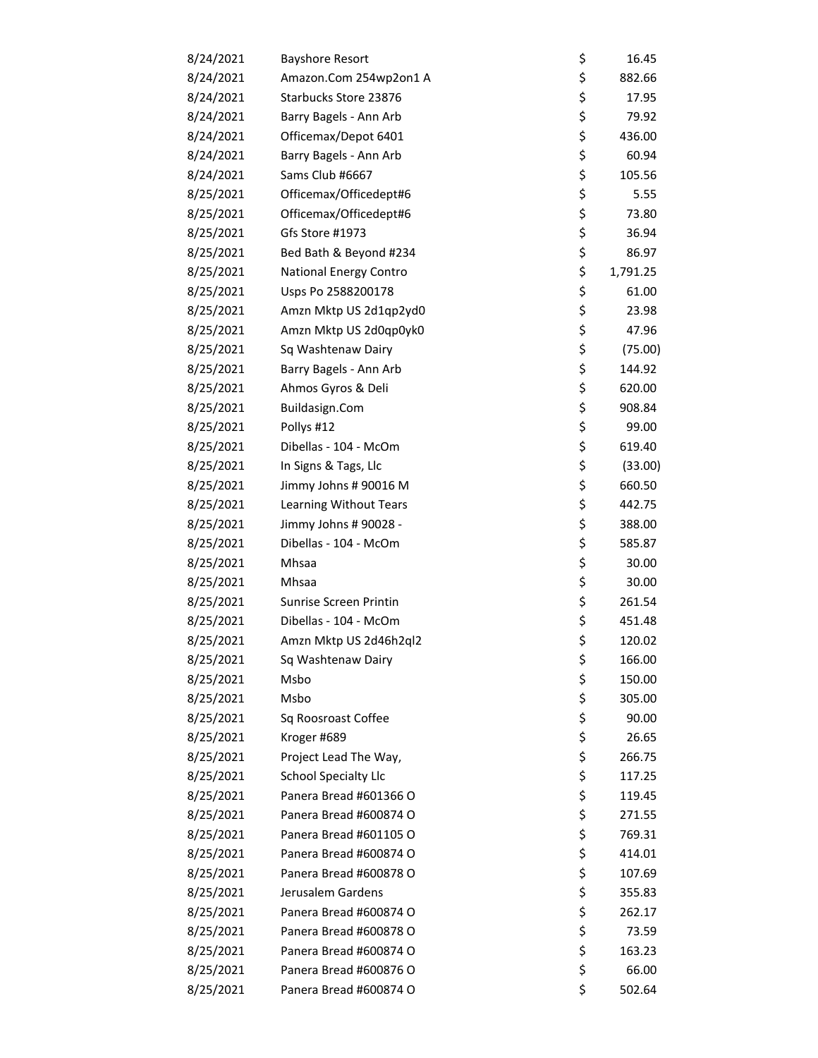| | | | |
|---|---|---|---|
| 8/24/2021 | Bayshore Resort | $ | 16.45 |
| 8/24/2021 | Amazon.Com 254wp2on1 A | $ | 882.66 |
| 8/24/2021 | Starbucks Store 23876 | $ | 17.95 |
| 8/24/2021 | Barry Bagels - Ann Arb | $ | 79.92 |
| 8/24/2021 | Officemax/Depot 6401 | $ | 436.00 |
| 8/24/2021 | Barry Bagels - Ann Arb | $ | 60.94 |
| 8/24/2021 | Sams Club #6667 | $ | 105.56 |
| 8/25/2021 | Officemax/Officedept#6 | $ | 5.55 |
| 8/25/2021 | Officemax/Officedept#6 | $ | 73.80 |
| 8/25/2021 | Gfs Store #1973 | $ | 36.94 |
| 8/25/2021 | Bed Bath & Beyond #234 | $ | 86.97 |
| 8/25/2021 | National Energy Contro | $ | 1,791.25 |
| 8/25/2021 | Usps Po 2588200178 | $ | 61.00 |
| 8/25/2021 | Amzn Mktp US 2d1qp2yd0 | $ | 23.98 |
| 8/25/2021 | Amzn Mktp US 2d0qp0yk0 | $ | 47.96 |
| 8/25/2021 | Sq Washtenaw Dairy | $ | (75.00) |
| 8/25/2021 | Barry Bagels - Ann Arb | $ | 144.92 |
| 8/25/2021 | Ahmos Gyros & Deli | $ | 620.00 |
| 8/25/2021 | Buildasign.Com | $ | 908.84 |
| 8/25/2021 | Pollys #12 | $ | 99.00 |
| 8/25/2021 | Dibellas - 104 - McOm | $ | 619.40 |
| 8/25/2021 | In Signs & Tags, Llc | $ | (33.00) |
| 8/25/2021 | Jimmy Johns # 90016 M | $ | 660.50 |
| 8/25/2021 | Learning Without Tears | $ | 442.75 |
| 8/25/2021 | Jimmy Johns # 90028 - | $ | 388.00 |
| 8/25/2021 | Dibellas - 104 - McOm | $ | 585.87 |
| 8/25/2021 | Mhsaa | $ | 30.00 |
| 8/25/2021 | Mhsaa | $ | 30.00 |
| 8/25/2021 | Sunrise Screen Printin | $ | 261.54 |
| 8/25/2021 | Dibellas - 104 - McOm | $ | 451.48 |
| 8/25/2021 | Amzn Mktp US 2d46h2ql2 | $ | 120.02 |
| 8/25/2021 | Sq Washtenaw Dairy | $ | 166.00 |
| 8/25/2021 | Msbo | $ | 150.00 |
| 8/25/2021 | Msbo | $ | 305.00 |
| 8/25/2021 | Sq Roosroast Coffee | $ | 90.00 |
| 8/25/2021 | Kroger #689 | $ | 26.65 |
| 8/25/2021 | Project Lead The Way, | $ | 266.75 |
| 8/25/2021 | School Specialty Llc | $ | 117.25 |
| 8/25/2021 | Panera Bread #601366 O | $ | 119.45 |
| 8/25/2021 | Panera Bread #600874 O | $ | 271.55 |
| 8/25/2021 | Panera Bread #601105 O | $ | 769.31 |
| 8/25/2021 | Panera Bread #600874 O | $ | 414.01 |
| 8/25/2021 | Panera Bread #600878 O | $ | 107.69 |
| 8/25/2021 | Jerusalem Gardens | $ | 355.83 |
| 8/25/2021 | Panera Bread #600874 O | $ | 262.17 |
| 8/25/2021 | Panera Bread #600878 O | $ | 73.59 |
| 8/25/2021 | Panera Bread #600874 O | $ | 163.23 |
| 8/25/2021 | Panera Bread #600876 O | $ | 66.00 |
| 8/25/2021 | Panera Bread #600874 O | $ | 502.64 |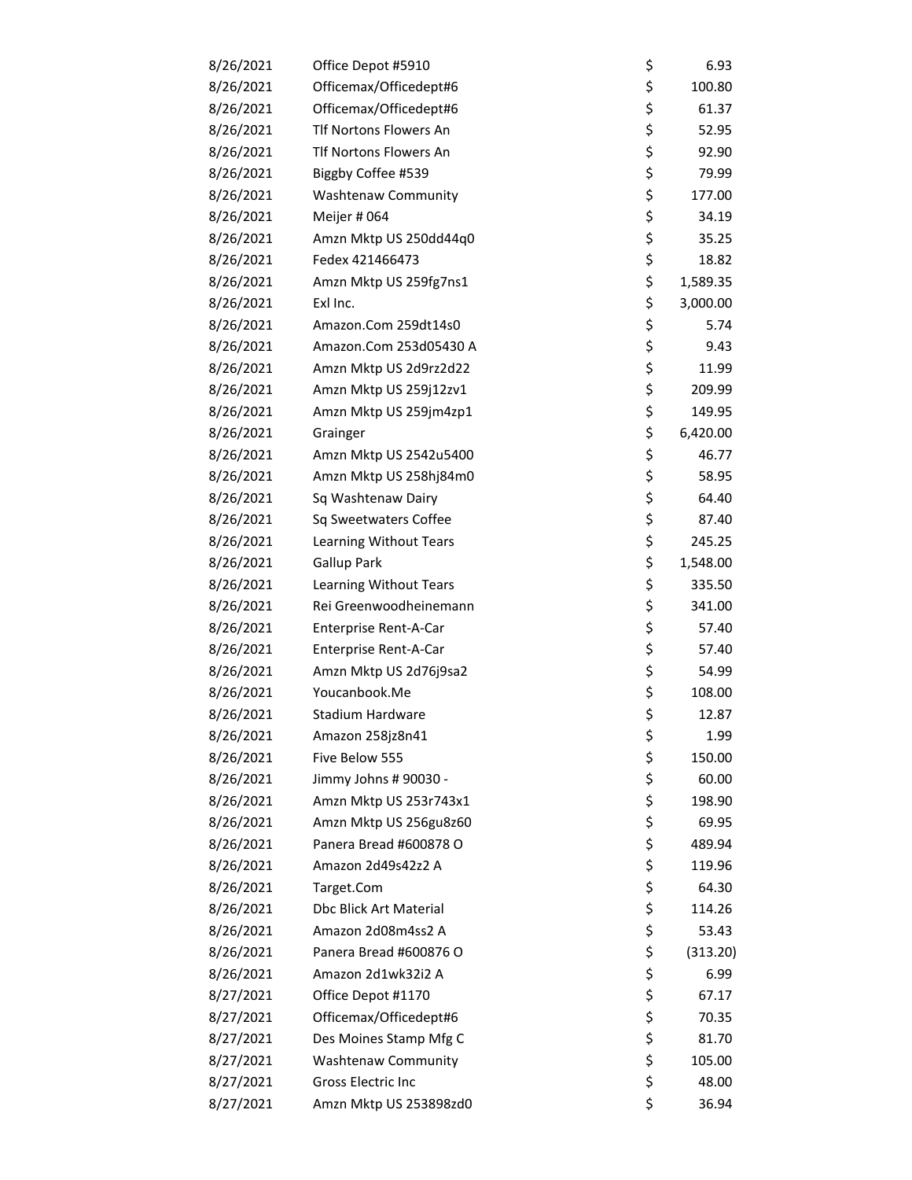| | | | |
|---|---|---|---|
| 8/26/2021 | Office Depot #5910 | $ | 6.93 |
| 8/26/2021 | Officemax/Officedept#6 | $ | 100.80 |
| 8/26/2021 | Officemax/Officedept#6 | $ | 61.37 |
| 8/26/2021 | Tlf Nortons Flowers An | $ | 52.95 |
| 8/26/2021 | Tlf Nortons Flowers An | $ | 92.90 |
| 8/26/2021 | Biggby Coffee #539 | $ | 79.99 |
| 8/26/2021 | Washtenaw Community | $ | 177.00 |
| 8/26/2021 | Meijer # 064 | $ | 34.19 |
| 8/26/2021 | Amzn Mktp US 250dd44q0 | $ | 35.25 |
| 8/26/2021 | Fedex 421466473 | $ | 18.82 |
| 8/26/2021 | Amzn Mktp US 259fg7ns1 | $ | 1,589.35 |
| 8/26/2021 | Exl Inc. | $ | 3,000.00 |
| 8/26/2021 | Amazon.Com 259dt14s0 | $ | 5.74 |
| 8/26/2021 | Amazon.Com 253d05430 A | $ | 9.43 |
| 8/26/2021 | Amzn Mktp US 2d9rz2d22 | $ | 11.99 |
| 8/26/2021 | Amzn Mktp US 259j12zv1 | $ | 209.99 |
| 8/26/2021 | Amzn Mktp US 259jm4zp1 | $ | 149.95 |
| 8/26/2021 | Grainger | $ | 6,420.00 |
| 8/26/2021 | Amzn Mktp US 2542u5400 | $ | 46.77 |
| 8/26/2021 | Amzn Mktp US 258hj84m0 | $ | 58.95 |
| 8/26/2021 | Sq Washtenaw Dairy | $ | 64.40 |
| 8/26/2021 | Sq Sweetwaters Coffee | $ | 87.40 |
| 8/26/2021 | Learning Without Tears | $ | 245.25 |
| 8/26/2021 | Gallup Park | $ | 1,548.00 |
| 8/26/2021 | Learning Without Tears | $ | 335.50 |
| 8/26/2021 | Rei Greenwoodheinemann | $ | 341.00 |
| 8/26/2021 | Enterprise Rent-A-Car | $ | 57.40 |
| 8/26/2021 | Enterprise Rent-A-Car | $ | 57.40 |
| 8/26/2021 | Amzn Mktp US 2d76j9sa2 | $ | 54.99 |
| 8/26/2021 | Youcanbook.Me | $ | 108.00 |
| 8/26/2021 | Stadium Hardware | $ | 12.87 |
| 8/26/2021 | Amazon 258jz8n41 | $ | 1.99 |
| 8/26/2021 | Five Below 555 | $ | 150.00 |
| 8/26/2021 | Jimmy Johns # 90030 - | $ | 60.00 |
| 8/26/2021 | Amzn Mktp US 253r743x1 | $ | 198.90 |
| 8/26/2021 | Amzn Mktp US 256gu8z60 | $ | 69.95 |
| 8/26/2021 | Panera Bread #600878 O | $ | 489.94 |
| 8/26/2021 | Amazon 2d49s42z2 A | $ | 119.96 |
| 8/26/2021 | Target.Com | $ | 64.30 |
| 8/26/2021 | Dbc Blick Art Material | $ | 114.26 |
| 8/26/2021 | Amazon 2d08m4ss2 A | $ | 53.43 |
| 8/26/2021 | Panera Bread #600876 O | $ | (313.20) |
| 8/26/2021 | Amazon 2d1wk32i2 A | $ | 6.99 |
| 8/27/2021 | Office Depot #1170 | $ | 67.17 |
| 8/27/2021 | Officemax/Officedept#6 | $ | 70.35 |
| 8/27/2021 | Des Moines Stamp Mfg C | $ | 81.70 |
| 8/27/2021 | Washtenaw Community | $ | 105.00 |
| 8/27/2021 | Gross Electric Inc | $ | 48.00 |
| 8/27/2021 | Amzn Mktp US 253898zd0 | $ | 36.94 |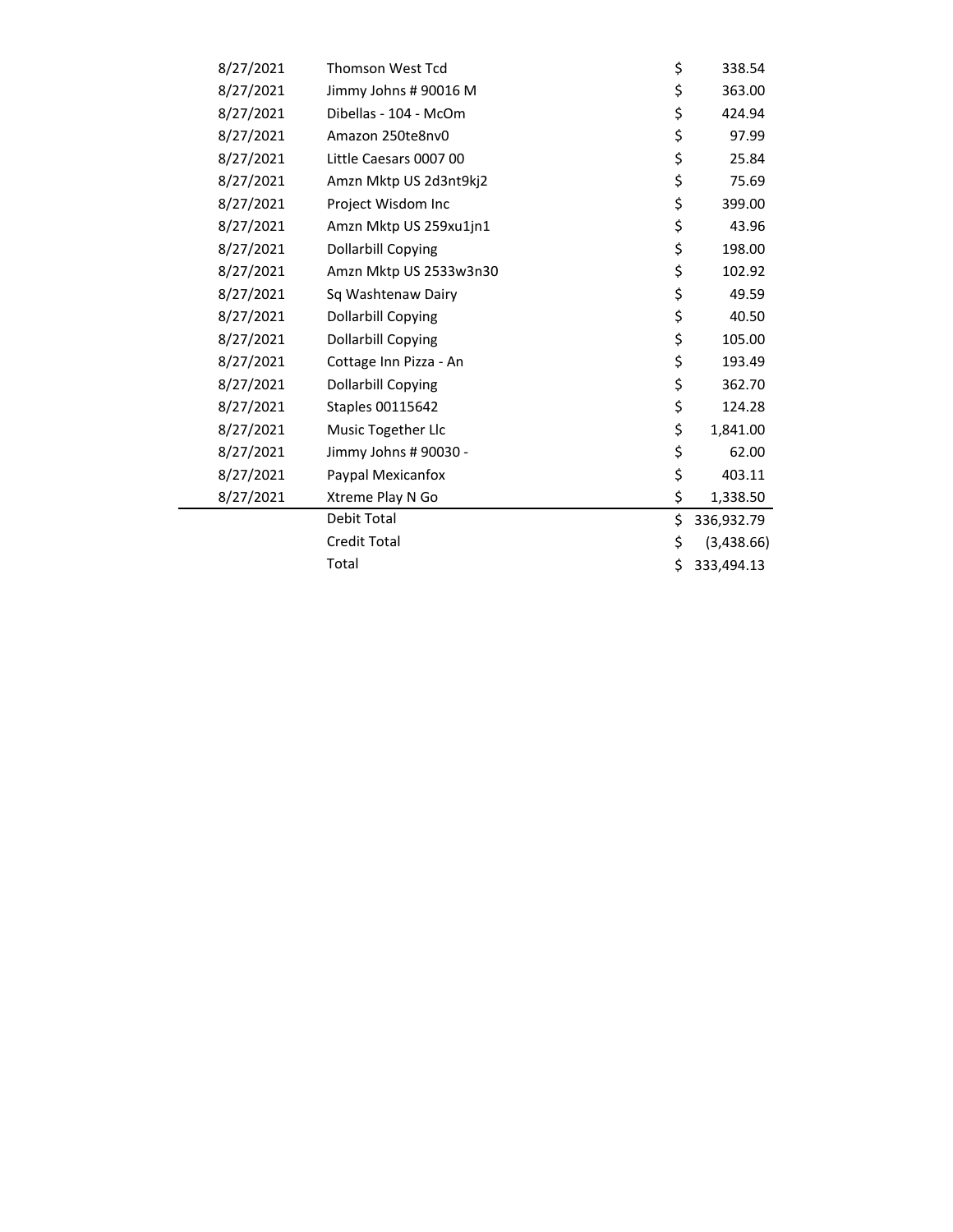| | | |
|---|---|---|
| 8/27/2021 | Thomson West Tcd | $ 338.54 |
| 8/27/2021 | Jimmy Johns # 90016 M | $ 363.00 |
| 8/27/2021 | Dibellas - 104 - McOm | $ 424.94 |
| 8/27/2021 | Amazon 250te8nv0 | $ 97.99 |
| 8/27/2021 | Little Caesars 0007 00 | $ 25.84 |
| 8/27/2021 | Amzn Mktp US 2d3nt9kj2 | $ 75.69 |
| 8/27/2021 | Project Wisdom Inc | $ 399.00 |
| 8/27/2021 | Amzn Mktp US 259xu1jn1 | $ 43.96 |
| 8/27/2021 | Dollarbill Copying | $ 198.00 |
| 8/27/2021 | Amzn Mktp US 2533w3n30 | $ 102.92 |
| 8/27/2021 | Sq Washtenaw Dairy | $ 49.59 |
| 8/27/2021 | Dollarbill Copying | $ 40.50 |
| 8/27/2021 | Dollarbill Copying | $ 105.00 |
| 8/27/2021 | Cottage Inn Pizza - An | $ 193.49 |
| 8/27/2021 | Dollarbill Copying | $ 362.70 |
| 8/27/2021 | Staples 00115642 | $ 124.28 |
| 8/27/2021 | Music Together Llc | $ 1,841.00 |
| 8/27/2021 | Jimmy Johns # 90030 - | $ 62.00 |
| 8/27/2021 | Paypal Mexicanfox | $ 403.11 |
| 8/27/2021 | Xtreme Play N Go | $ 1,338.50 |
| | Debit Total | $ 336,932.79 |
| | Credit Total | $ (3,438.66) |
| | Total | $ 333,494.13 |